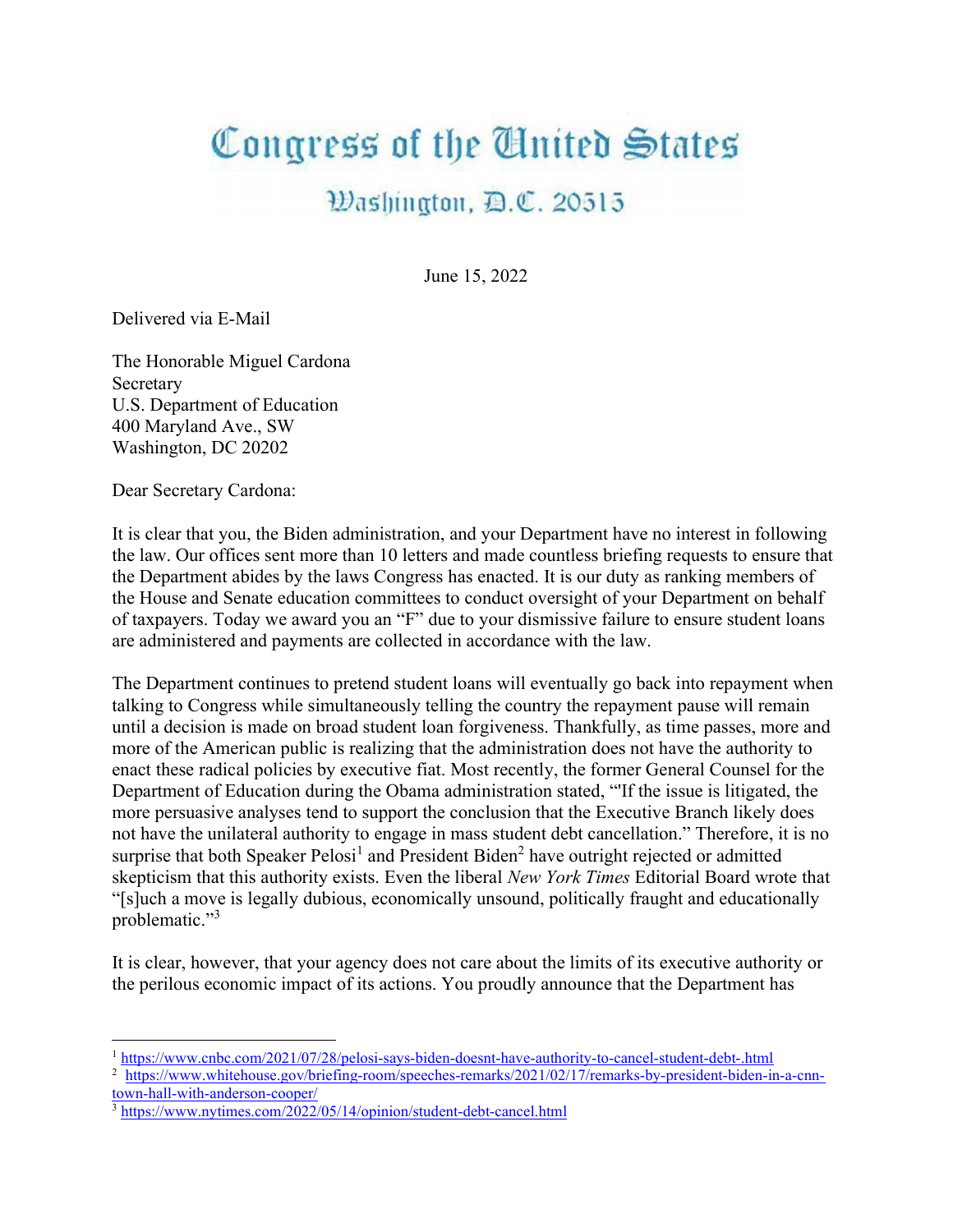# Congress of the United States

## Washington, D.C. 20515

June 15, 2022

Delivered via E-Mail

The Honorable Miguel Cardona  
Secretary  
U.S. Department of Education  
400 Maryland Ave., SW  
Washington, DC 20202

Dear Secretary Cardona:

It is clear that you, the Biden administration, and your Department have no interest in following the law. Our offices sent more than 10 letters and made countless briefing requests to ensure that the Department abides by the laws Congress has enacted. It is our duty as ranking members of the House and Senate education committees to conduct oversight of your Department on behalf of taxpayers. Today we award you an "F" due to your dismissive failure to ensure student loans are administered and payments are collected in accordance with the law.

The Department continues to pretend student loans will eventually go back into repayment when talking to Congress while simultaneously telling the country the repayment pause will remain until a decision is made on broad student loan forgiveness. Thankfully, as time passes, more and more of the American public is realizing that the administration does not have the authority to enact these radical policies by executive fiat. Most recently, the former General Counsel for the Department of Education during the Obama administration stated, "'If the issue is litigated, the more persuasive analyses tend to support the conclusion that the Executive Branch likely does not have the unilateral authority to engage in mass student debt cancellation." Therefore, it is no surprise that both Speaker Pelosi[1] and President Biden[2] have outright rejected or admitted skepticism that this authority exists. Even the liberal *New York Times* Editorial Board wrote that "[s]uch a move is legally dubious, economically unsound, politically fraught and educationally problematic."[3]

It is clear, however, that your agency does not care about the limits of its executive authority or the perilous economic impact of its actions. You proudly announce that the Department has

---

[1] https://www.cnbc.com/2021/07/28/pelosi-says-biden-doesnt-have-authority-to-cancel-student-debt-.html  
[2] https://www.whitehouse.gov/briefing-room/speeches-remarks/2021/02/17/remarks-by-president-biden-in-a-cnn-town-hall-with-anderson-cooper/  
[3] https://www.nytimes.com/2022/05/14/opinion/student-debt-cancel.html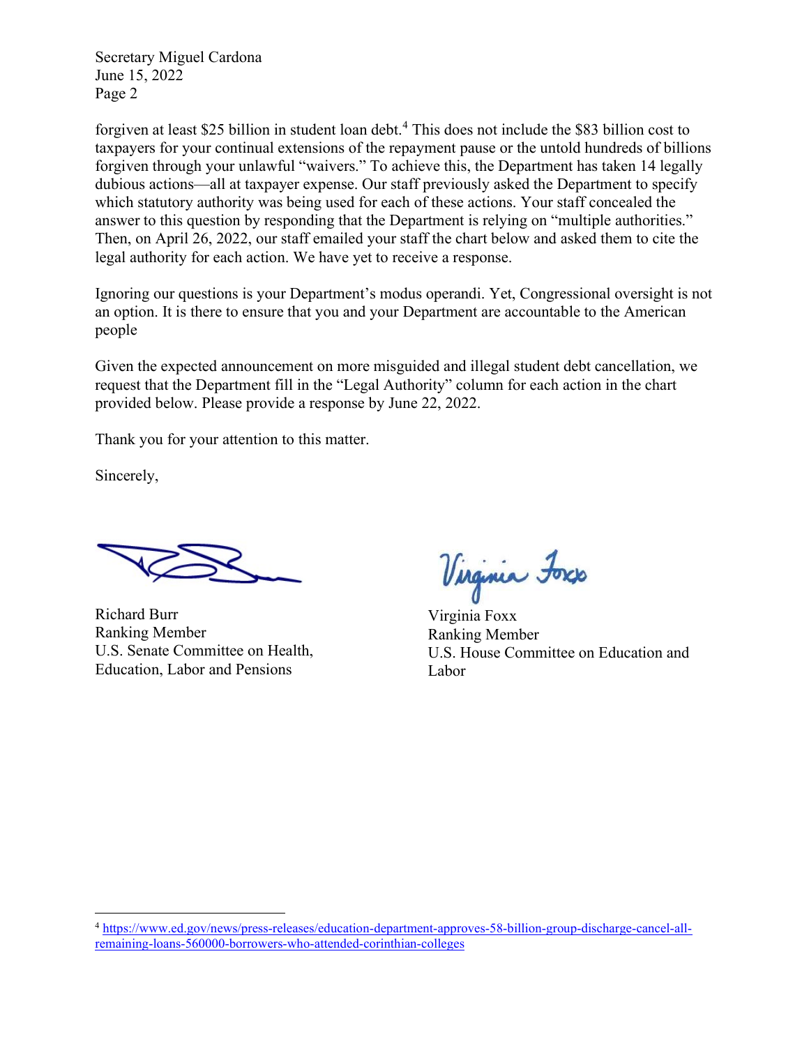forgiven at least $25 billion in student loan debt.[4] This does not include the $83 billion cost to taxpayers for your continual extensions of the repayment pause or the untold hundreds of billions forgiven through your unlawful "waivers." To achieve this, the Department has taken 14 legally dubious actions—all at taxpayer expense. Our staff previously asked the Department to specify which statutory authority was being used for each of these actions. Your staff concealed the answer to this question by responding that the Department is relying on "multiple authorities." Then, on April 26, 2022, our staff emailed your staff the chart below and asked them to cite the legal authority for each action. We have yet to receive a response.

Ignoring our questions is your Department's modus operandi. Yet, Congressional oversight is not an option. It is there to ensure that you and your Department are accountable to the American people

Given the expected announcement on more misguided and illegal student debt cancellation, we request that the Department fill in the "Legal Authority" column for each action in the chart provided below. Please provide a response by June 22, 2022.

Thank you for your attention to this matter.

Sincerely,

Richard Burr
Ranking Member
U.S. Senate Committee on Health, Education, Labor and Pensions

Virginia Foxx
Ranking Member
U.S. House Committee on Education and Labor

[4] https://www.ed.gov/news/press-releases/education-department-approves-58-billion-group-discharge-cancel-all-remaining-loans-560000-borrowers-who-attended-corinthian-colleges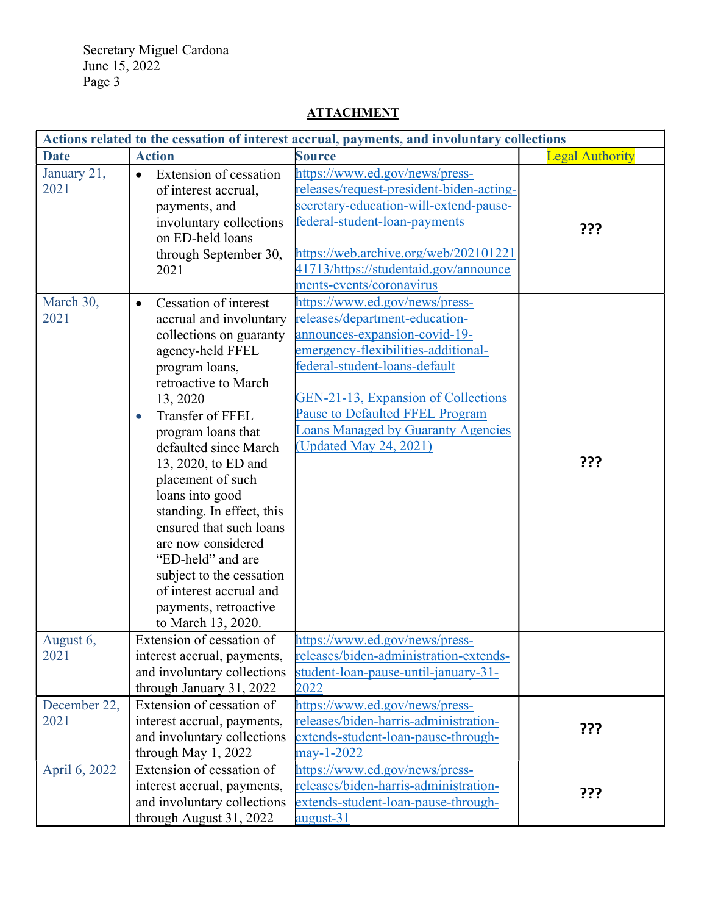Secretary Miguel Cardona
June 15, 2022

## ATTACHMENT

| Actions related to the cessation of interest accrual, payments, and involuntary collections | | | |
|---|---|---|---|
| **Date** | **Action** | **Source** | **Legal Authority** |
| January 21, 2021 | • Extension of cessation of interest accrual, payments, and involuntary collections on ED-held loans through September 30, 2021 | https://www.ed.gov/news/press-releases/request-president-biden-acting-secretary-education-will-extend-pause-federal-student-loan-payments<br><br>https://web.archive.org/web/20210122141713/https://studentaid.gov/announcements-events/coronavirus | **???** |
| March 30, 2021 | • Cessation of interest accrual and involuntary collections on guaranty agency-held FFEL program loans, retroactive to March 13, 2020<br>• Transfer of FFEL program loans that defaulted since March 13, 2020, to ED and placement of such loans into good standing. In effect, this ensured that such loans are now considered "ED-held" and are subject to the cessation of interest accrual and payments, retroactive to March 13, 2020. | https://www.ed.gov/news/press-releases/department-education-announces-expansion-covid-19-emergency-flexibilities-additional-federal-student-loans-default<br><br>GEN-21-13, Expansion of Collections Pause to Defaulted FFEL Program Loans Managed by Guaranty Agencies (Updated May 24, 2021) | **???** |
| August 6, 2021 | Extension of cessation of interest accrual, payments, and involuntary collections through January 31, 2022 | https://www.ed.gov/news/press-releases/biden-administration-extends-student-loan-pause-until-january-31-2022 | |
| December 22, 2021 | Extension of cessation of interest accrual, payments, and involuntary collections through May 1, 2022 | https://www.ed.gov/news/press-releases/biden-harris-administration-extends-student-loan-pause-through-may-1-2022 | **???** |
| April 6, 2022 | Extension of cessation of interest accrual, payments, and involuntary collections through August 31, 2022 | https://www.ed.gov/news/press-releases/biden-harris-administration-extends-student-loan-pause-through-august-31 | **???** |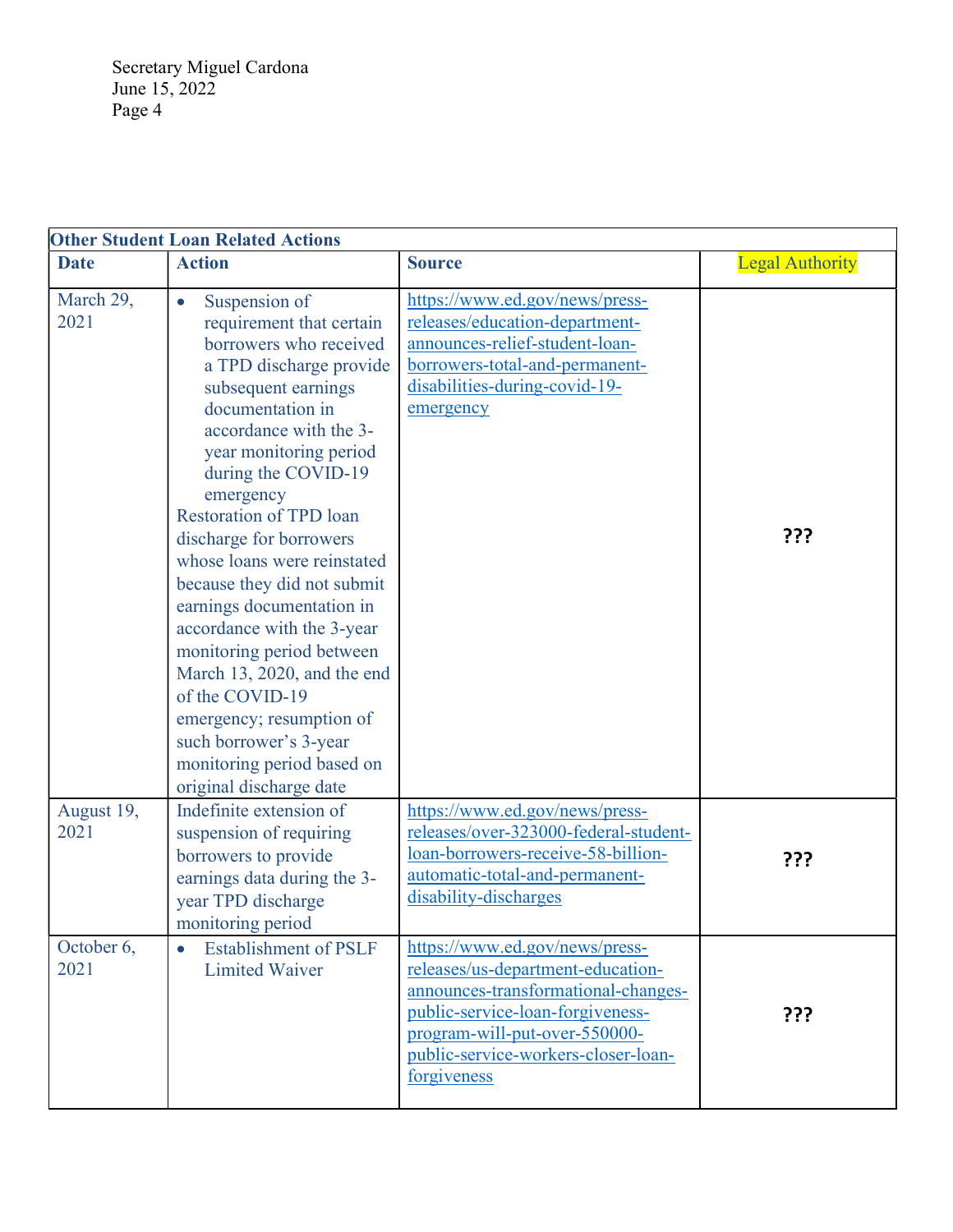| Other Student Loan Related Actions | | | |
|---|---|---|---|
| **Date** | **Action** | **Source** | Legal Authority |
| March 29, 2021 | • Suspension of requirement that certain borrowers who received a TPD discharge provide subsequent earnings documentation in accordance with the 3-year monitoring period during the COVID-19 emergency<br>Restoration of TPD loan discharge for borrowers whose loans were reinstated because they did not submit earnings documentation in accordance with the 3-year monitoring period between March 13, 2020, and the end of the COVID-19 emergency; resumption of such borrower's 3-year monitoring period based on original discharge date | https://www.ed.gov/news/press-releases/education-department-announces-relief-student-loan-borrowers-total-and-permanent-disabilities-during-covid-19-emergency | **???** |
| August 19, 2021 | Indefinite extension of suspension of requiring borrowers to provide earnings data during the 3-year TPD discharge monitoring period | https://www.ed.gov/news/press-releases/over-323000-federal-student-loan-borrowers-receive-58-billion-automatic-total-and-permanent-disability-discharges | **???** |
| October 6, 2021 | • Establishment of PSLF Limited Waiver | https://www.ed.gov/news/press-releases/us-department-education-announces-transformational-changes-public-service-loan-forgiveness-program-will-put-over-550000-public-service-workers-closer-loan-forgiveness | **???** |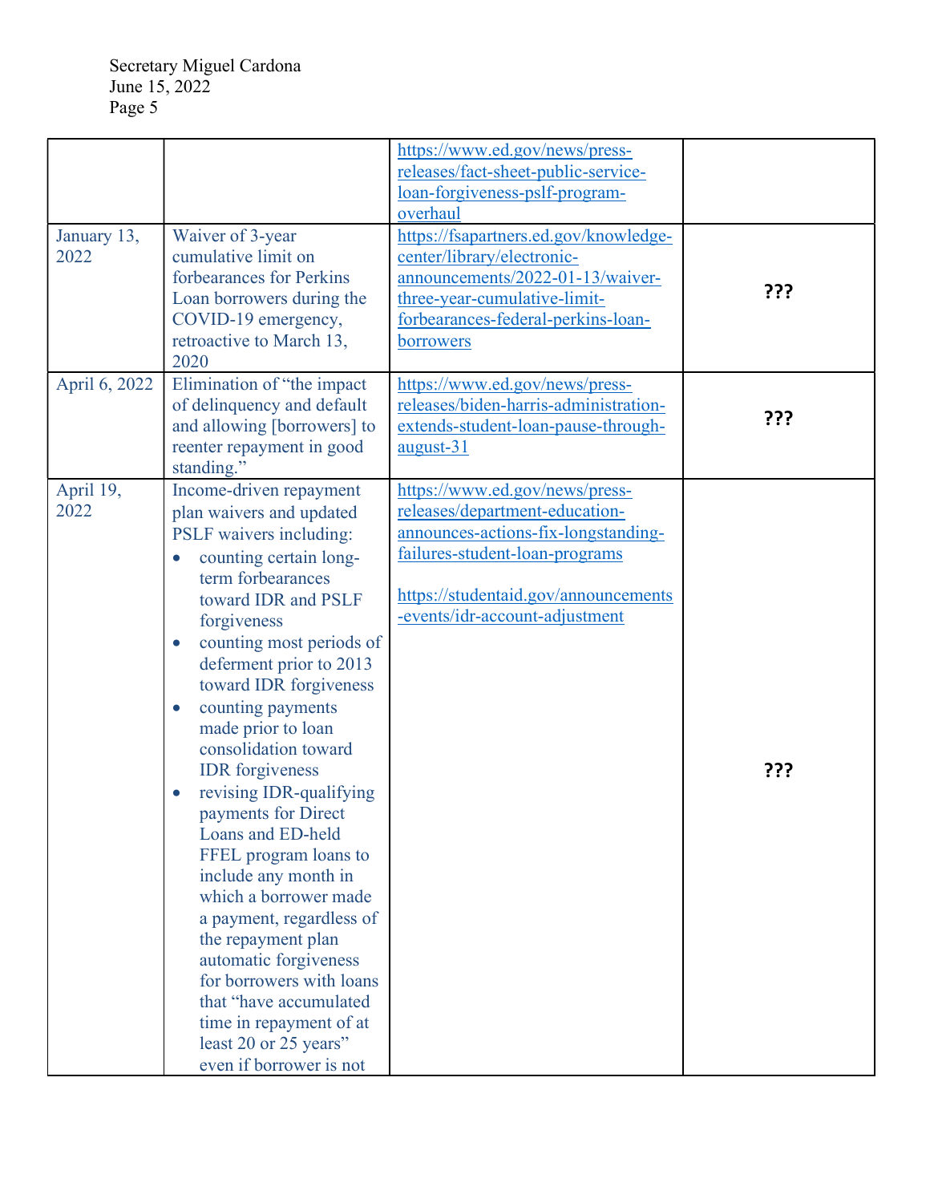Secretary Miguel Cardona
June 15, 2022

| | | | |
|---|---|---|---|
| | | https://www.ed.gov/news/press-releases/fact-sheet-public-service-loan-forgiveness-pslf-program-overhaul | |
| January 13, 2022 | Waiver of 3-year cumulative limit on forbearances for Perkins Loan borrowers during the COVID-19 emergency, retroactive to March 13, 2020 | https://fsapartners.ed.gov/knowledge-center/library/electronic-announcements/2022-01-13/waiver-three-year-cumulative-limit-forbearances-federal-perkins-loan-borrowers | **???** |
| April 6, 2022 | Elimination of "the impact of delinquency and default and allowing [borrowers] to reenter repayment in good standing." | https://www.ed.gov/news/press-releases/biden-harris-administration-extends-student-loan-pause-through-august-31 | **???** |
| April 19, 2022 | Income-driven repayment plan waivers and updated PSLF waivers including: <br>• counting certain long-term forbearances toward IDR and PSLF forgiveness <br>• counting most periods of deferment prior to 2013 toward IDR forgiveness <br>• counting payments made prior to loan consolidation toward IDR forgiveness <br>• revising IDR-qualifying payments for Direct Loans and ED-held FFEL program loans to include any month in which a borrower made a payment, regardless of the repayment plan automatic forgiveness for borrowers with loans that "have accumulated time in repayment of at least 20 or 25 years" even if borrower is not | https://www.ed.gov/news/press-releases/department-education-announces-actions-fix-longstanding-failures-student-loan-programs <br><br> https://studentaid.gov/announcements-events/idr-account-adjustment | **???** |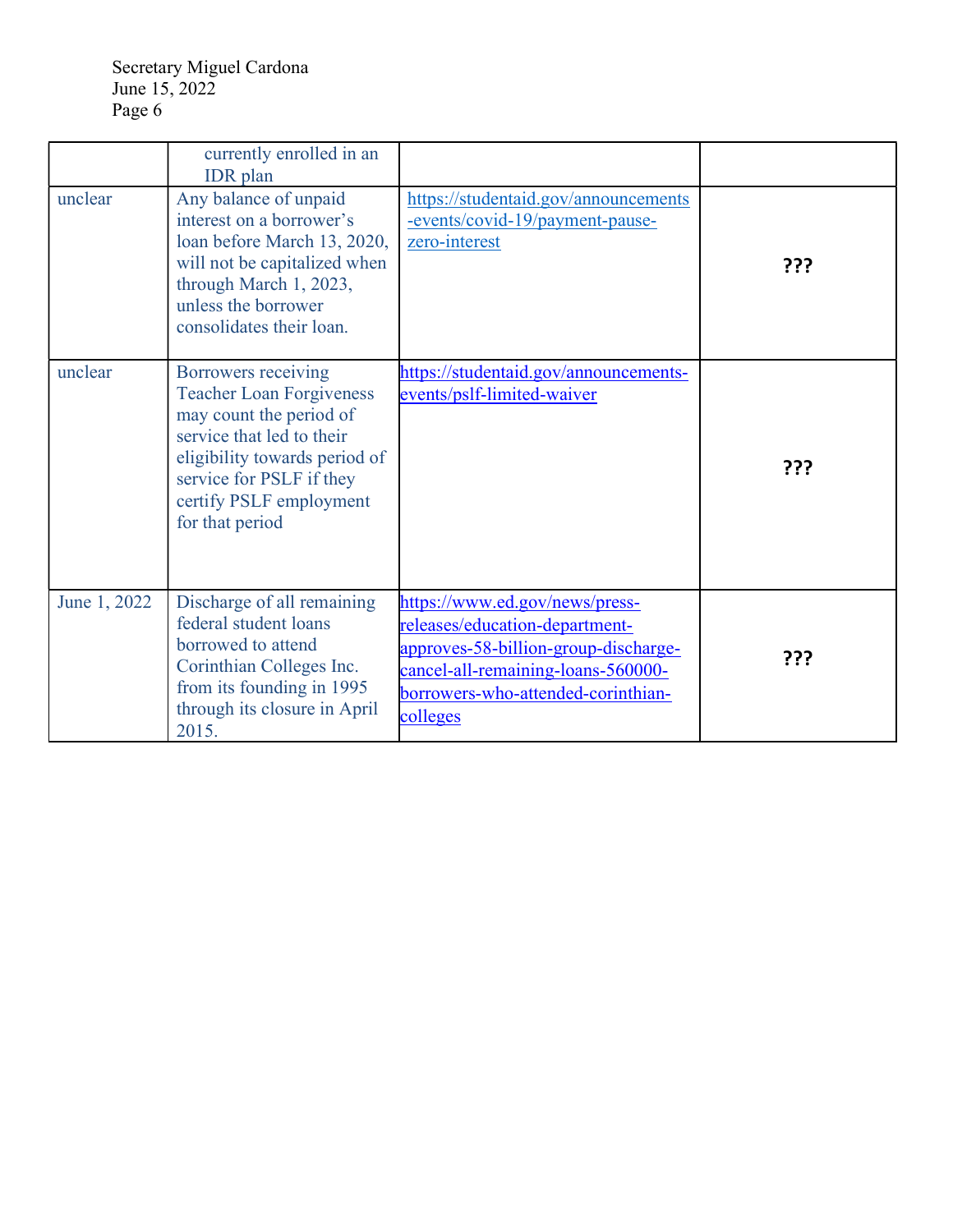| | | | |
|---|---|---|---|
| | currently enrolled in an IDR plan | | |
| unclear | Any balance of unpaid interest on a borrower's loan before March 13, 2020, will not be capitalized when through March 1, 2023, unless the borrower consolidates their loan. | https://studentaid.gov/announcements-events/covid-19/payment-pause-zero-interest | ??? |
| unclear | Borrowers receiving Teacher Loan Forgiveness may count the period of service that led to their eligibility towards period of service for PSLF if they certify PSLF employment for that period | https://studentaid.gov/announcements-events/pslf-limited-waiver | ??? |
| June 1, 2022 | Discharge of all remaining federal student loans borrowed to attend Corinthian Colleges Inc. from its founding in 1995 through its closure in April 2015. | https://www.ed.gov/news/press-releases/education-department-approves-58-billion-group-discharge-cancel-all-remaining-loans-560000-borrowers-who-attended-corinthian-colleges | ??? |